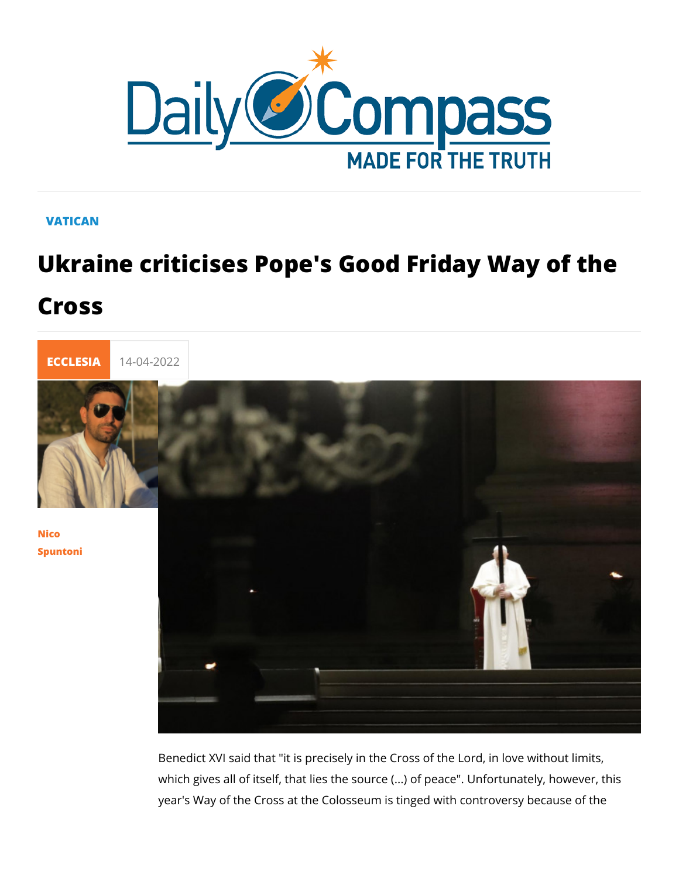VATICAN

# Ukraine criticises Pope's Good Friday Way of the Cross

ECCLESIA 14-04-2022

Nico Spuntoni

Benedict XVI said that "it is precisely in the Cross of the Lord, in love without limits, which gives all of itself, that lies the source (...) of peace". Unfortunately, however, this year's Way of the Cross at the Colosseum is tinged with controversy because of the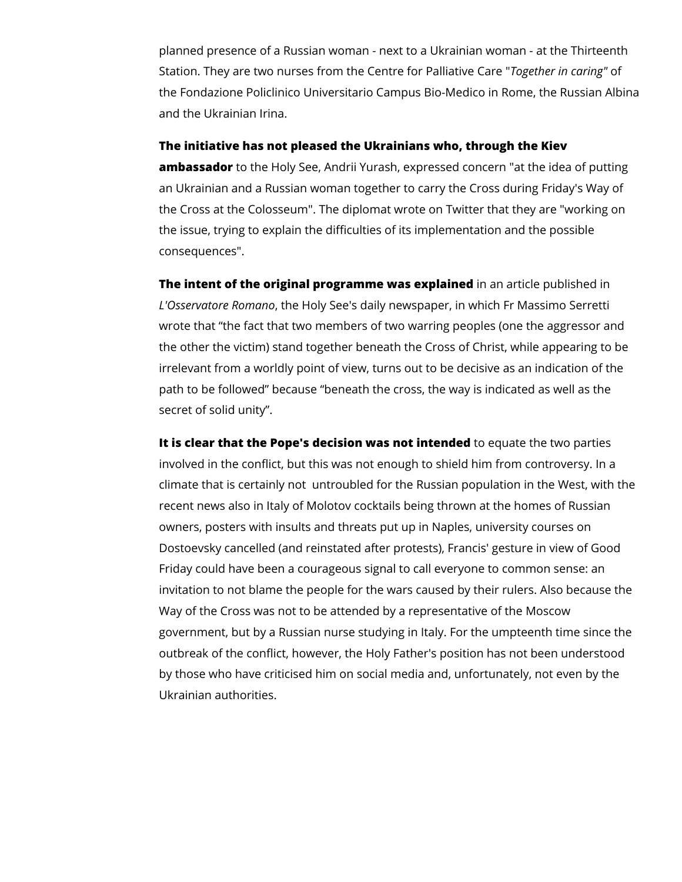planned presence of a Russian woman - next to a Ukrainian woman - at the Thirteenth Station. They are two nurses from the Centre for Palliative Care "*Together in caring*" of the Fondazione Policlinico Universitario Campus Bio-Medico in Rome, the Russian Albina and the Ukrainian Irina.

**The initiative has not pleased the Ukrainians who, through the Kiev ambassador** to the Holy See, Andrii Yurash, expressed concern "at the idea of putting an Ukrainian and a Russian woman together to carry the Cross during Friday's Way of the Cross at the Colosseum". The diplomat wrote on Twitter that they are "working on the issue, trying to explain the difficulties of its implementation and the possible consequences".

**The intent of the original programme was explained** in an article published in *L'Osservatore Romano*, the Holy See's daily newspaper, in which Fr Massimo Serretti wrote that “the fact that two members of two warring peoples (one the aggressor and the other the victim) stand together beneath the Cross of Christ, while appearing to be irrelevant from a worldly point of view, turns out to be decisive as an indication of the path to be followed” because “beneath the cross, the way is indicated as well as the secret of solid unity”.

**It is clear that the Pope's decision was not intended** to equate the two parties involved in the conflict, but this was not enough to shield him from controversy. In a climate that is certainly not  untroubled for the Russian population in the West, with the recent news also in Italy of Molotov cocktails being thrown at the homes of Russian owners, posters with insults and threats put up in Naples, university courses on Dostoevsky cancelled (and reinstated after protests), Francis' gesture in view of Good Friday could have been a courageous signal to call everyone to common sense: an invitation to not blame the people for the wars caused by their rulers. Also because the Way of the Cross was not to be attended by a representative of the Moscow government, but by a Russian nurse studying in Italy. For the umpteenth time since the outbreak of the conflict, however, the Holy Father's position has not been understood by those who have criticised him on social media and, unfortunately, not even by the Ukrainian authorities.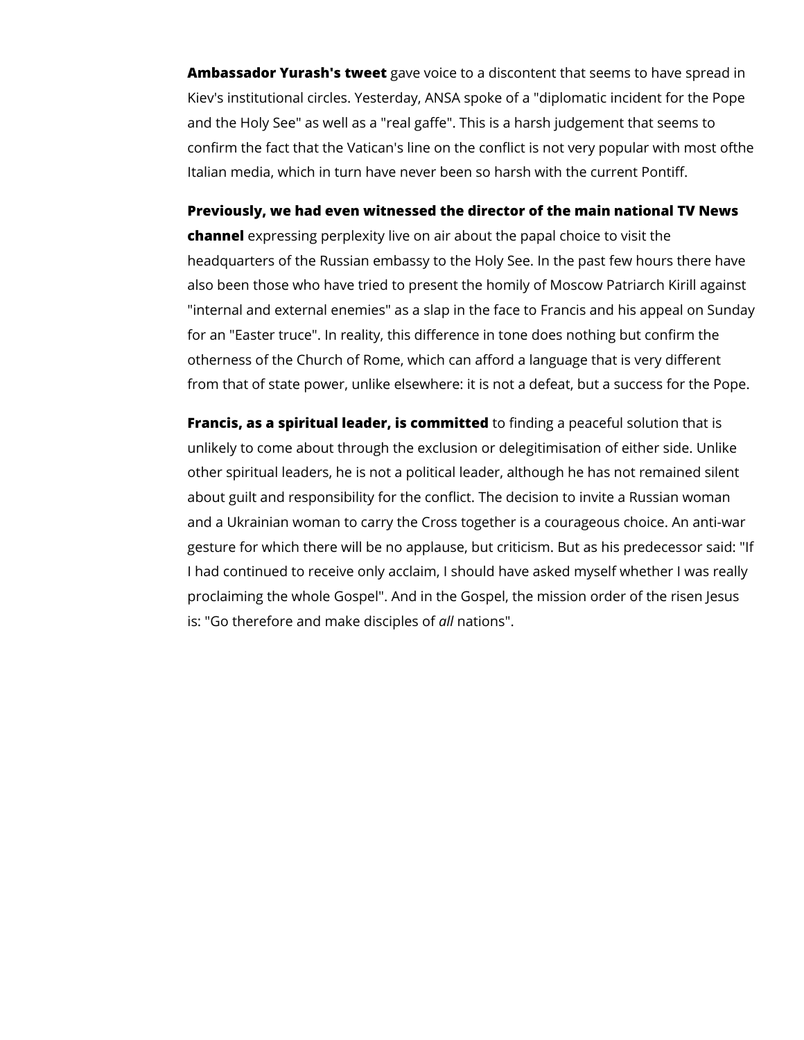**Ambassador Yurash's tweet** gave voice to a discontent that seems to have spread in Kiev's institutional circles. Yesterday, ANSA spoke of a "diplomatic incident for the Pope and the Holy See" as well as a "real gaffe". This is a harsh judgement that seems to confirm the fact that the Vatican's line on the conflict is not very popular with most ofthe Italian media, which in turn have never been so harsh with the current Pontiff.

**Previously, we had even witnessed the director of the main national TV News channel** expressing perplexity live on air about the papal choice to visit the headquarters of the Russian embassy to the Holy See. In the past few hours there have also been those who have tried to present the homily of Moscow Patriarch Kirill against "internal and external enemies" as a slap in the face to Francis and his appeal on Sunday for an "Easter truce". In reality, this difference in tone does nothing but confirm the otherness of the Church of Rome, which can afford a language that is very different from that of state power, unlike elsewhere: it is not a defeat, but a success for the Pope.

**Francis, as a spiritual leader, is committed** to finding a peaceful solution that is unlikely to come about through the exclusion or delegitimisation of either side. Unlike other spiritual leaders, he is not a political leader, although he has not remained silent about guilt and responsibility for the conflict. The decision to invite a Russian woman and a Ukrainian woman to carry the Cross together is a courageous choice. An anti-war gesture for which there will be no applause, but criticism. But as his predecessor said: "If I had continued to receive only acclaim, I should have asked myself whether I was really proclaiming the whole Gospel". And in the Gospel, the mission order of the risen Jesus is: "Go therefore and make disciples of *all* nations".